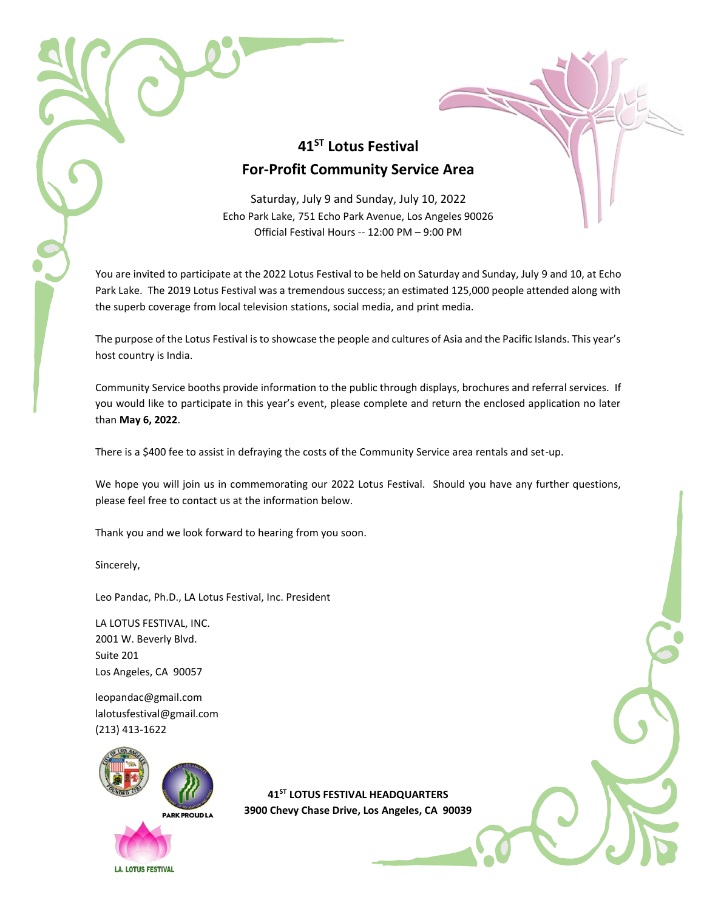# 41ST Lotus Festival
## For-Profit Community Service Area

Saturday, July 9 and Sunday, July 10, 2022
Echo Park Lake, 751 Echo Park Avenue, Los Angeles 90026
Official Festival Hours -- 12:00 PM – 9:00 PM

You are invited to participate at the 2022 Lotus Festival to be held on Saturday and Sunday, July 9 and 10, at Echo Park Lake. The 2019 Lotus Festival was a tremendous success; an estimated 125,000 people attended along with the superb coverage from local television stations, social media, and print media.

The purpose of the Lotus Festival is to showcase the people and cultures of Asia and the Pacific Islands. This year's host country is India.

Community Service booths provide information to the public through displays, brochures and referral services. If you would like to participate in this year's event, please complete and return the enclosed application no later than **May 6, 2022**.

There is a $400 fee to assist in defraying the costs of the Community Service area rentals and set-up.

We hope you will join us in commemorating our 2022 Lotus Festival. Should you have any further questions, please feel free to contact us at the information below.

Thank you and we look forward to hearing from you soon.

Sincerely,

Leo Pandac, Ph.D., LA Lotus Festival, Inc. President

LA LOTUS FESTIVAL, INC.
2001 W. Beverly Blvd.
Suite 201
Los Angeles, CA 90057

leopandac@gmail.com
lalotusfestival@gmail.com
(213) 413-1622

**41ST LOTUS FESTIVAL HEADQUARTERS**
**3900 Chevy Chase Drive, Los Angeles, CA 90039**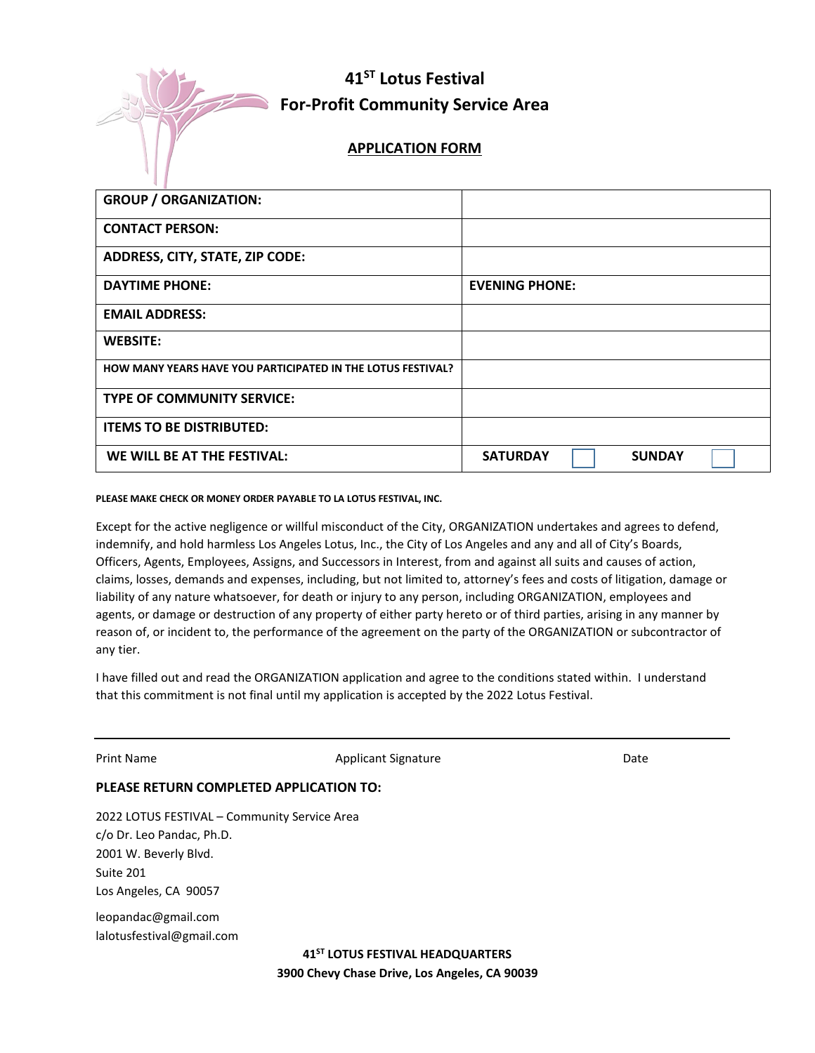# 41[ST] Lotus Festival

## For-Profit Community Service Area

### APPLICATION FORM

| | |
|---|---|
| **GROUP / ORGANIZATION:** | |
| **CONTACT PERSON:** | |
| **ADDRESS, CITY, STATE, ZIP CODE:** | |
| **DAYTIME PHONE:** | **EVENING PHONE:** |
| **EMAIL ADDRESS:** | |
| **WEBSITE:** | |
| **HOW MANY YEARS HAVE YOU PARTICIPATED IN THE LOTUS FESTIVAL?** | |
| **TYPE OF COMMUNITY SERVICE:** | |
| **ITEMS TO BE DISTRIBUTED:** | |
| **WE WILL BE AT THE FESTIVAL:** | **SATURDAY** ☐ **SUNDAY** ☐ |

**PLEASE MAKE CHECK OR MONEY ORDER PAYABLE TO LA LOTUS FESTIVAL, INC.**

Except for the active negligence or willful misconduct of the City, ORGANIZATION undertakes and agrees to defend, indemnify, and hold harmless Los Angeles Lotus, Inc., the City of Los Angeles and any and all of City's Boards, Officers, Agents, Employees, Assigns, and Successors in Interest, from and against all suits and causes of action, claims, losses, demands and expenses, including, but not limited to, attorney's fees and costs of litigation, damage or liability of any nature whatsoever, for death or injury to any person, including ORGANIZATION, employees and agents, or damage or destruction of any property of either party hereto or of third parties, arising in any manner by reason of, or incident to, the performance of the agreement on the party of the ORGANIZATION or subcontractor of any tier.

I have filled out and read the ORGANIZATION application and agree to the conditions stated within. I understand that this commitment is not final until my application is accepted by the 2022 Lotus Festival.

Print Name Applicant Signature Date

**PLEASE RETURN COMPLETED APPLICATION TO:**

2022 LOTUS FESTIVAL – Community Service Area
c/o Dr. Leo Pandac, Ph.D.
2001 W. Beverly Blvd.
Suite 201
Los Angeles, CA 90057

leopandac@gmail.com
lalotusfestival@gmail.com

**41[ST] LOTUS FESTIVAL HEADQUARTERS**
**3900 Chevy Chase Drive, Los Angeles, CA 90039**